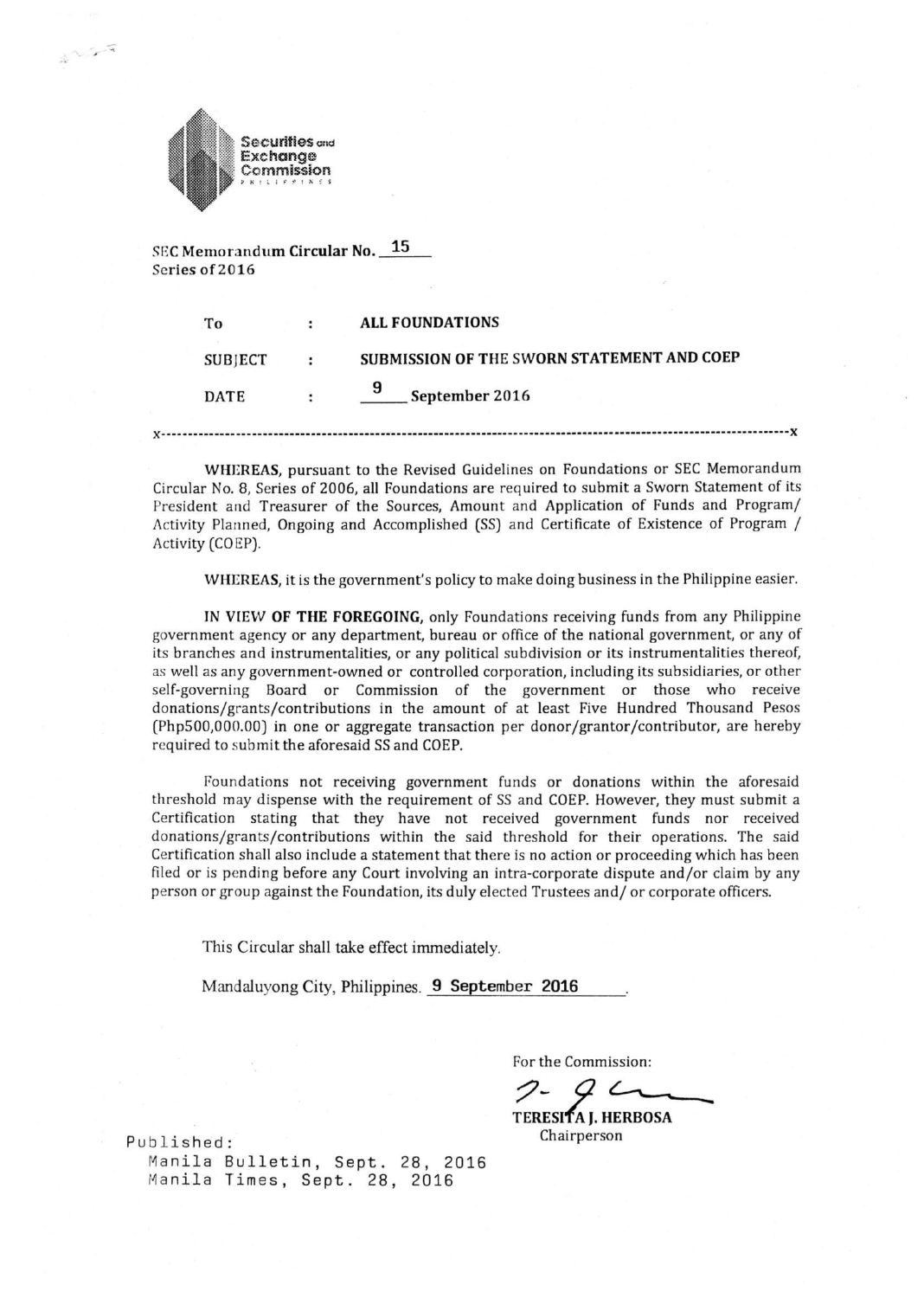Securities and Exchange Commission
PHILIPPINES

SEC Memorandum Circular No. 15
Series of 2016

| To | : | ALL FOUNDATIONS |
|---|---|---|
| SUBJECT | : | SUBMISSION OF THE SWORN STATEMENT AND COEP |
| DATE | : | 9 September 2016 |

x------------------------------------------------------------------------------------------------------------x

**WHEREAS**, pursuant to the Revised Guidelines on Foundations or SEC Memorandum Circular No. 8, Series of 2006, all Foundations are required to submit a Sworn Statement of its President and Treasurer of the Sources, Amount and Application of Funds and Program/ Activity Planned, Ongoing and Accomplished (SS) and Certificate of Existence of Program / Activity (COEP).

**WHEREAS**, it is the government's policy to make doing business in the Philippine easier.

**IN VIEW OF THE FOREGOING**, only Foundations receiving funds from any Philippine government agency or any department, bureau or office of the national government, or any of its branches and instrumentalities, or any political subdivision or its instrumentalities thereof, as well as any government-owned or controlled corporation, including its subsidiaries, or other self-governing Board or Commission of the government or those who receive donations/grants/contributions in the amount of at least Five Hundred Thousand Pesos (Php500,000.00) in one or aggregate transaction per donor/grantor/contributor, are hereby required to submit the aforesaid SS and COEP.

Foundations not receiving government funds or donations within the aforesaid threshold may dispense with the requirement of SS and COEP. However, they must submit a Certification stating that they have not received government funds nor received donations/grants/contributions within the said threshold for their operations. The said Certification shall also include a statement that there is no action or proceeding which has been filed or is pending before any Court involving an intra-corporate dispute and/or claim by any person or group against the Foundation, its duly elected Trustees and/ or corporate officers.

This Circular shall take effect immediately.

Mandaluyong City, Philippines. 9 September 2016.

For the Commission:

**TERESITA J. HERBOSA**
Chairperson

Published:
Manila Bulletin, Sept. 28, 2016
Manila Times, Sept. 28, 2016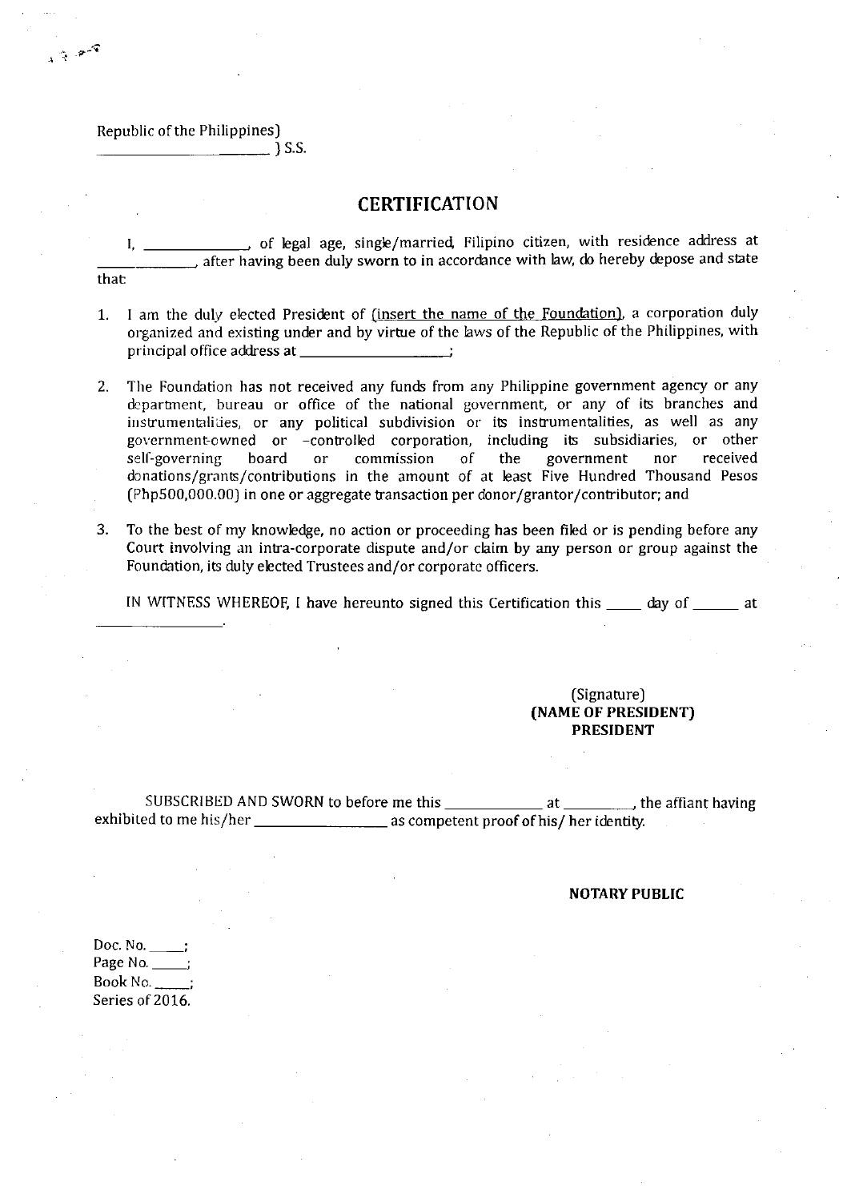Republic of the Philippines)
\_\_\_\_\_\_\_\_\_\_\_\_\_\_\_\_\_\_\_\_\_\_\_\_ ) S.S.

## CERTIFICATION

I, \_\_\_\_\_\_\_\_\_\_\_\_\_\_, of legal age, single/married, Filipino citizen, with residence address at \_\_\_\_\_\_\_\_\_\_\_\_\_\_, after having been duly sworn to in accordance with law, do hereby depose and state that:

1. I am the duly elected President of (insert the name of the Foundation), a corporation duly organized and existing under and by virtue of the laws of the Republic of the Philippines, with principal office address at \_\_\_\_\_\_\_\_\_\_\_\_\_\_\_\_\_\_\_\_\_\_;

2. The Foundation has not received any funds from any Philippine government agency or any department, bureau or office of the national government, or any of its branches and instrumentalities, or any political subdivision or its instrumentalities, as well as any government-owned or -controlled corporation, including its subsidiaries, or other self-governing board or commission of the government nor received donations/grants/contributions in the amount of at least Five Hundred Thousand Pesos (Php500,000.00) in one or aggregate transaction per donor/grantor/contributor; and

3. To the best of my knowledge, no action or proceeding has been filed or is pending before any Court involving an intra-corporate dispute and/or claim by any person or group against the Foundation, its duly elected Trustees and/or corporate officers.

IN WITNESS WHEREOF, I have hereunto signed this Certification this \_\_\_\_\_ day of \_\_\_\_\_\_ at \_\_\_\_\_\_\_\_\_\_\_\_\_\_\_\_\_\_.

(Signature)
**(NAME OF PRESIDENT)**
**PRESIDENT**

SUBSCRIBED AND SWORN to before me this \_\_\_\_\_\_\_\_\_\_\_\_\_\_ at \_\_\_\_\_\_\_\_\_\_, the affiant having exhibited to me his/her \_\_\_\_\_\_\_\_\_\_\_\_\_\_\_\_\_\_\_\_ as competent proof of his/ her identity.

**NOTARY PUBLIC**

Doc. No. \_\_\_\_\_;
Page No. \_\_\_\_\_;
Book No. \_\_\_\_\_;
Series of 2016.